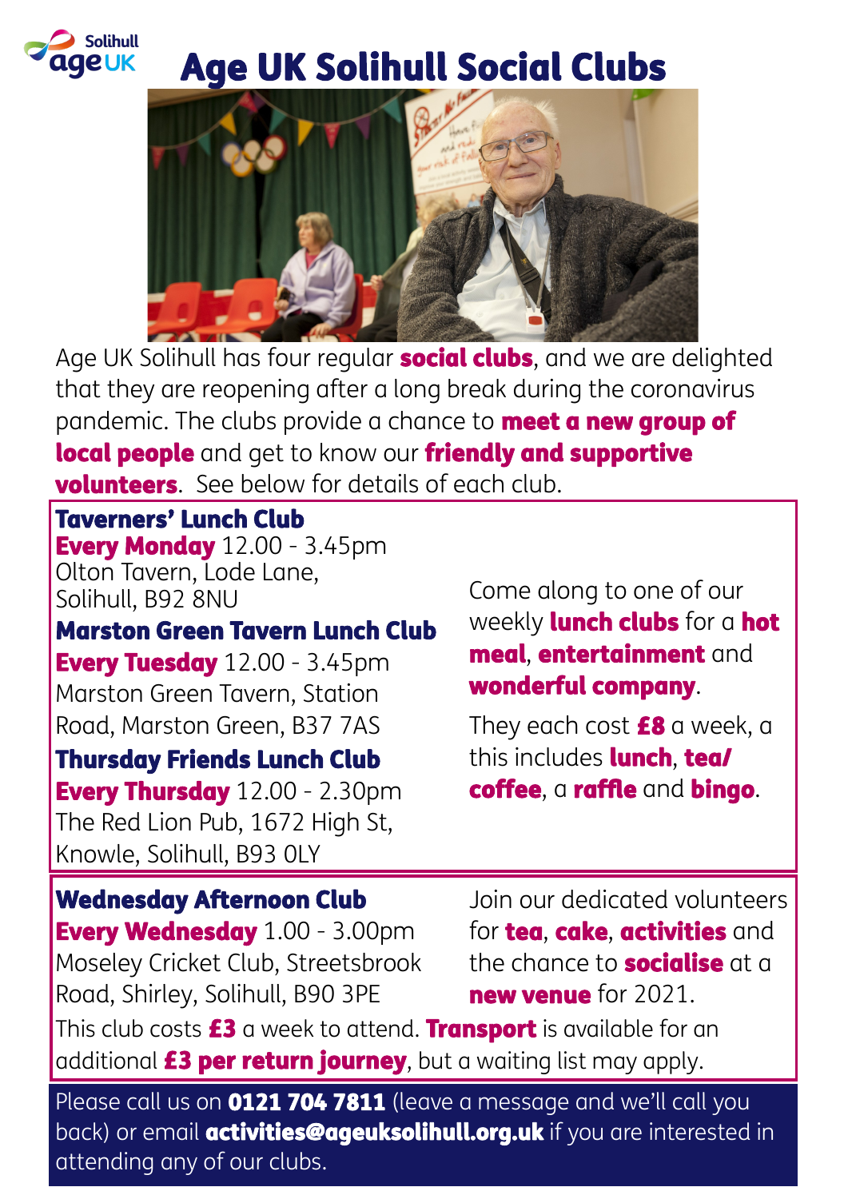# Age UK Solihull Social Clubs

Age UK Solihull has four regular **social clubs**, and we are delighted that they are reopening after a long break during the coronavirus pandemic. The clubs provide a chance to **meet a new group of local people** and get to know our **friendly and supportive volunteers**. See below for details of each club.

### Taverners' Lunch Club

**Every Monday** 12.00 - 3.45pm
Olton Tavern, Lode Lane, Solihull, B92 8NU

### Marston Green Tavern Lunch Club

**Every Tuesday** 12.00 - 3.45pm
Marston Green Tavern, Station Road, Marston Green, B37 7AS

### Thursday Friends Lunch Club

**Every Thursday** 12.00 - 2.30pm
The Red Lion Pub, 1672 High St, Knowle, Solihull, B93 0LY

Come along to one of our weekly **lunch clubs** for a **hot meal**, **entertainment** and **wonderful company**.

They each cost **£8** a week, a this includes **lunch**, **tea/coffee**, a **raffle** and **bingo**.

### Wednesday Afternoon Club

**Every Wednesday** 1.00 - 3.00pm
Moseley Cricket Club, Streetsbrook Road, Shirley, Solihull, B90 3PE

Join our dedicated volunteers for **tea**, **cake**, **activities** and the chance to **socialise** at a **new venue** for 2021.

This club costs **£3** a week to attend. **Transport** is available for an additional **£3 per return journey**, but a waiting list may apply.

Please call us on **0121 704 7811** (leave a message and we'll call you back) or email **activities@ageuksolihull.org.uk** if you are interested in attending any of our clubs.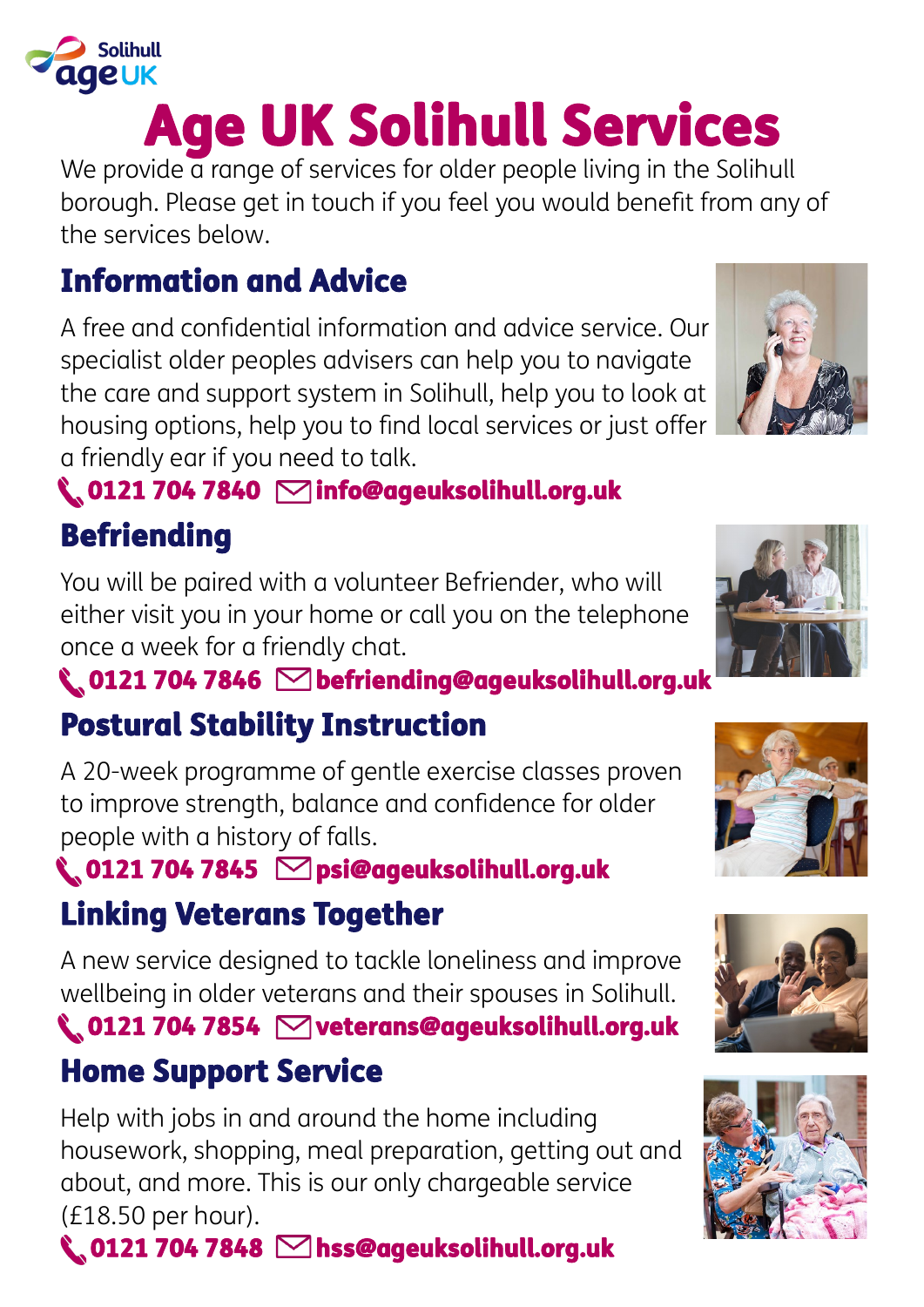Solihull age UK

# Age UK Solihull Services

We provide a range of services for older people living in the Solihull borough. Please get in touch if you feel you would benefit from any of the services below.

## Information and Advice

A free and confidential information and advice service. Our specialist older peoples advisers can help you to navigate the care and support system in Solihull, help you to look at housing options, help you to find local services or just offer a friendly ear if you need to talk.

**0121 704 7840** **info@ageuksolihull.org.uk**

## Befriending

You will be paired with a volunteer Befriender, who will either visit you in your home or call you on the telephone once a week for a friendly chat.

**0121 704 7846** **befriending@ageuksolihull.org.uk**

## Postural Stability Instruction

A 20-week programme of gentle exercise classes proven to improve strength, balance and confidence for older people with a history of falls.

**0121 704 7845** **psi@ageuksolihull.org.uk**

## Linking Veterans Together

A new service designed to tackle loneliness and improve wellbeing in older veterans and their spouses in Solihull.

**0121 704 7854** **veterans@ageuksolihull.org.uk**

## Home Support Service

Help with jobs in and around the home including housework, shopping, meal preparation, getting out and about, and more. This is our only chargeable service (£18.50 per hour).

**0121 704 7848** **hss@ageuksolihull.org.uk**